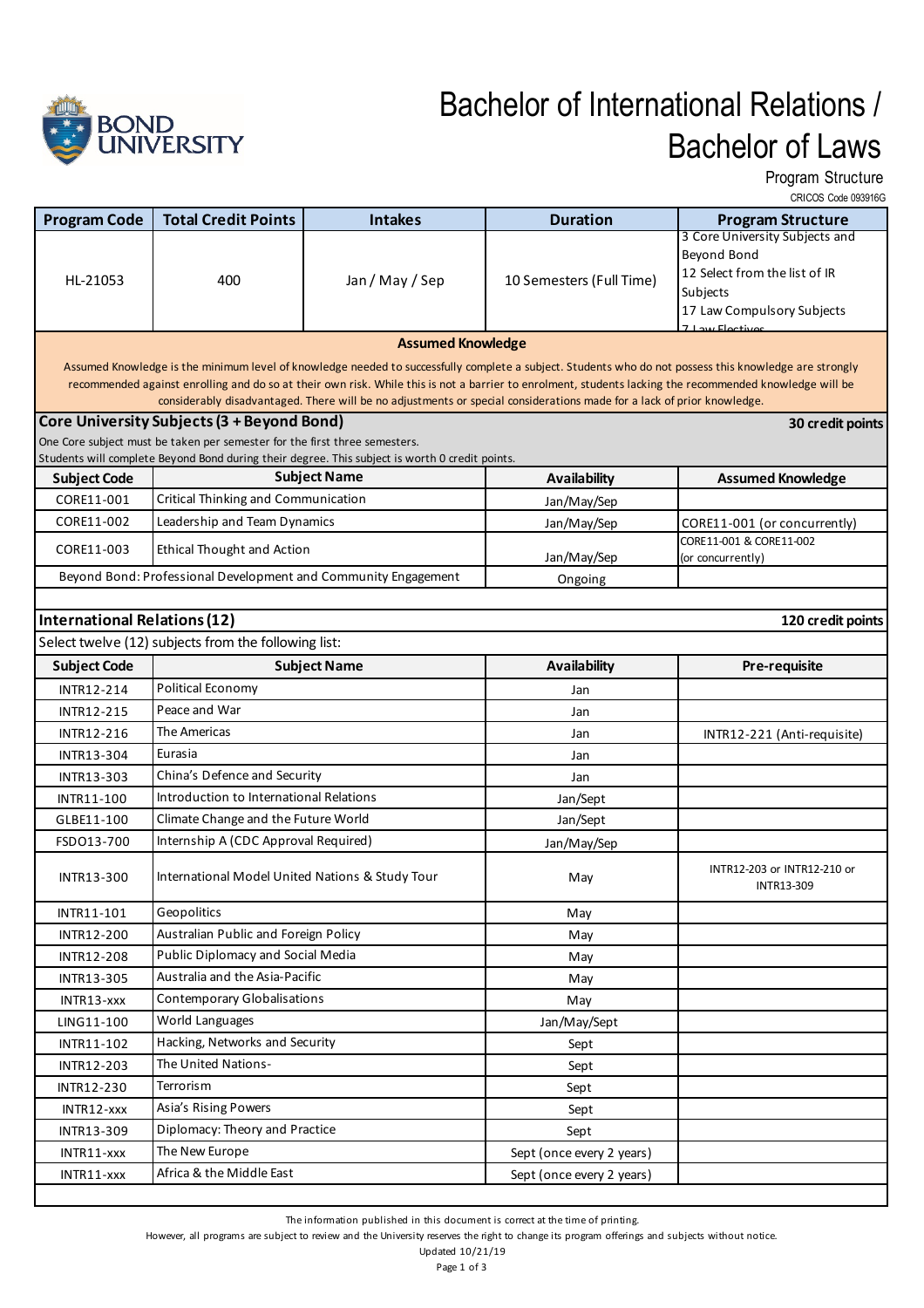# Bachelor of International Relations / Bachelor of Laws

Program Structure

CRICOS Code 093916G

| Program Code | Total Credit Points | Intakes | Duration | Program Structure |
|---|---|---|---|---|
| HL-21053 | 400 | Jan / May / Sep | 10 Semesters (Full Time) | 3 Core University Subjects and Beyond Bond<br>12 Select from the list of IR Subjects<br>17 Law Compulsory Subjects<br>7 Law Electives |

**Assumed Knowledge**

Assumed Knowledge is the minimum level of knowledge needed to successfully complete a subject. Students who do not possess this knowledge are strongly recommended against enrolling and do so at their own risk. While this is not a barrier to enrolment, students lacking the recommended knowledge will be considerably disadvantaged. There will be no adjustments or special considerations made for a lack of prior knowledge.

## Core University Subjects (3 + Beyond Bond) — 30 credit points

One Core subject must be taken per semester for the first three semesters.
Students will complete Beyond Bond during their degree. This subject is worth 0 credit points.

| Subject Code | Subject Name | Availability | Assumed Knowledge |
|---|---|---|---|
| CORE11-001 | Critical Thinking and Communication | Jan/May/Sep | |
| CORE11-002 | Leadership and Team Dynamics | Jan/May/Sep | CORE11-001 (or concurrently) |
| CORE11-003 | Ethical Thought and Action | Jan/May/Sep | CORE11-001 & CORE11-002 (or concurrently) |
| Beyond Bond: Professional Development and Community Engagement | | Ongoing | |

## International Relations (12) — 120 credit points

Select twelve (12) subjects from the following list:

| Subject Code | Subject Name | Availability | Pre-requisite |
|---|---|---|---|
| INTR12-214 | Political Economy | Jan | |
| INTR12-215 | Peace and War | Jan | |
| INTR12-216 | The Americas | Jan | INTR12-221 (Anti-requisite) |
| INTR13-304 | Eurasia | Jan | |
| INTR13-303 | China's Defence and Security | Jan | |
| INTR11-100 | Introduction to International Relations | Jan/Sept | |
| GLBE11-100 | Climate Change and the Future World | Jan/Sept | |
| FSDO13-700 | Internship A (CDC Approval Required) | Jan/May/Sep | |
| INTR13-300 | International Model United Nations & Study Tour | May | INTR12-203 or INTR12-210 or INTR13-309 |
| INTR11-101 | Geopolitics | May | |
| INTR12-200 | Australian Public and Foreign Policy | May | |
| INTR12-208 | Public Diplomacy and Social Media | May | |
| INTR13-305 | Australia and the Asia-Pacific | May | |
| INTR13-xxx | Contemporary Globalisations | May | |
| LING11-100 | World Languages | Jan/May/Sept | |
| INTR11-102 | Hacking, Networks and Security | Sept | |
| INTR12-203 | The United Nations- | Sept | |
| INTR12-230 | Terrorism | Sept | |
| INTR12-xxx | Asia's Rising Powers | Sept | |
| INTR13-309 | Diplomacy: Theory and Practice | Sept | |
| INTR11-xxx | The New Europe | Sept (once every 2 years) | |
| INTR11-xxx | Africa & the Middle East | Sept (once every 2 years) | |

The information published in this document is correct at the time of printing.
However, all programs are subject to review and the University reserves the right to change its program offerings and subjects without notice.
Updated 10/21/19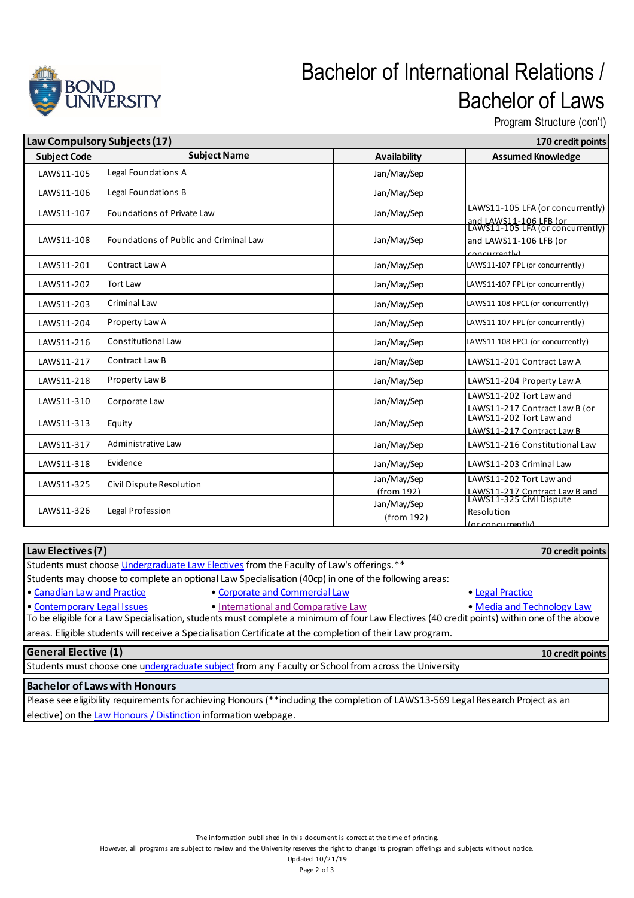# Bachelor of International Relations / Bachelor of Laws

Program Structure (con't)

| **Law Compulsory Subjects (17)** | | | **170 credit points** |
|---|---|---|---|
| **Subject Code** | **Subject Name** | **Availability** | **Assumed Knowledge** |
| LAWS11-105 | Legal Foundations A | Jan/May/Sep | |
| LAWS11-106 | Legal Foundations B | Jan/May/Sep | |
| LAWS11-107 | Foundations of Private Law | Jan/May/Sep | LAWS11-105 LFA (or concurrently) and LAWS11-106 LFB (or |
| LAWS11-108 | Foundations of Public and Criminal Law | Jan/May/Sep | LAWS11-105 LFA (or concurrently) and LAWS11-106 LFB (or concurrently) |
| LAWS11-201 | Contract Law A | Jan/May/Sep | LAWS11-107 FPL (or concurrently) |
| LAWS11-202 | Tort Law | Jan/May/Sep | LAWS11-107 FPL (or concurrently) |
| LAWS11-203 | Criminal Law | Jan/May/Sep | LAWS11-108 FPCL (or concurrently) |
| LAWS11-204 | Property Law A | Jan/May/Sep | LAWS11-107 FPL (or concurrently) |
| LAWS11-216 | Constitutional Law | Jan/May/Sep | LAWS11-108 FPCL (or concurrently) |
| LAWS11-217 | Contract Law B | Jan/May/Sep | LAWS11-201 Contract Law A |
| LAWS11-218 | Property Law B | Jan/May/Sep | LAWS11-204 Property Law A |
| LAWS11-310 | Corporate Law | Jan/May/Sep | LAWS11-202 Tort Law and LAWS11-217 Contract Law B (or |
| LAWS11-313 | Equity | Jan/May/Sep | LAWS11-202 Tort Law and LAWS11-217 Contract Law B |
| LAWS11-317 | Administrative Law | Jan/May/Sep | LAWS11-216 Constitutional Law |
| LAWS11-318 | Evidence | Jan/May/Sep | LAWS11-203 Criminal Law |
| LAWS11-325 | Civil Dispute Resolution | Jan/May/Sep (from 192) | LAWS11-202 Tort Law and LAWS11-217 Contract Law B and |
| LAWS11-326 | Legal Profession | Jan/May/Sep (from 192) | LAWS11-325 Civil Dispute Resolution (or concurrently) |

## Law Electives (7) — 70 credit points

Students must choose Undergraduate Law Electives from the Faculty of Law's offerings.**

Students may choose to complete an optional Law Specialisation (40cp) in one of the following areas:

- Canadian Law and Practice
- Corporate and Commercial Law
- Legal Practice
- Contemporary Legal Issues
- International and Comparative Law
- Media and Technology Law

To be eligible for a Law Specialisation, students must complete a minimum of four Law Electives (40 credit points) within one of the above areas. Eligible students will receive a Specialisation Certificate at the completion of their Law program.

## General Elective (1) — 10 credit points

Students must choose one undergraduate subject from any Faculty or School from across the University

## Bachelor of Laws with Honours

Please see eligibility requirements for achieving Honours (**including the completion of LAWS13-569 Legal Research Project as an elective) on the Law Honours / Distinction information webpage.

The information published in this document is correct at the time of printing.
However, all programs are subject to review and the University reserves the right to change its program offerings and subjects without notice.
Updated 10/21/19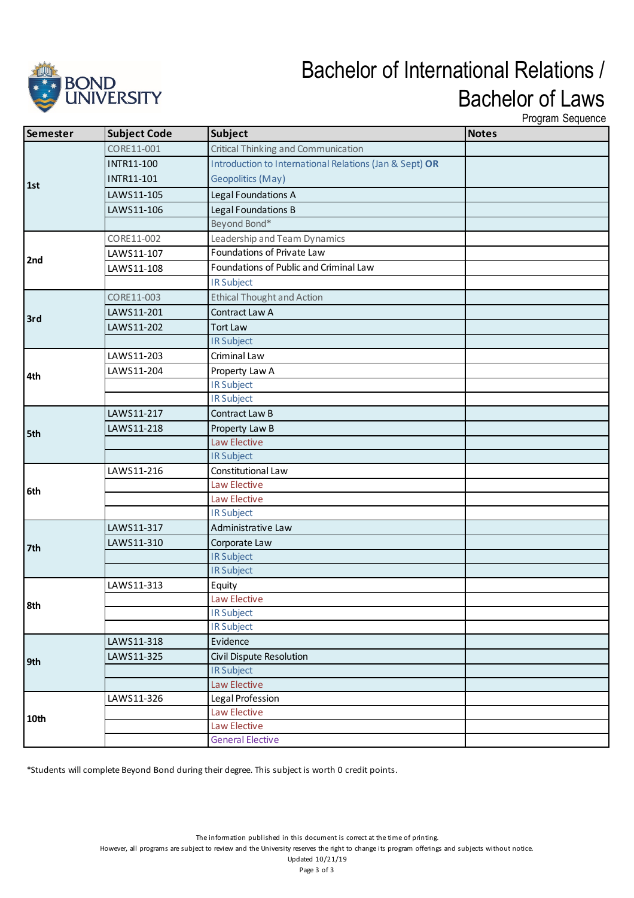# Bachelor of International Relations / Bachelor of Laws

Program Sequence

| Semester | Subject Code | Subject | Notes |
|---|---|---|---|
| 1st | CORE11-001 | Critical Thinking and Communication | |
| | INTR11-100 | Introduction to International Relations (Jan & Sept) **OR** | |
| | INTR11-101 | Geopolitics (May) | |
| | LAWS11-105 | Legal Foundations A | |
| | LAWS11-106 | Legal Foundations B | |
| | | Beyond Bond* | |
| 2nd | CORE11-002 | Leadership and Team Dynamics | |
| | LAWS11-107 | Foundations of Private Law | |
| | LAWS11-108 | Foundations of Public and Criminal Law | |
| | | IR Subject | |
| 3rd | CORE11-003 | Ethical Thought and Action | |
| | LAWS11-201 | Contract Law A | |
| | LAWS11-202 | Tort Law | |
| | | IR Subject | |
| 4th | LAWS11-203 | Criminal Law | |
| | LAWS11-204 | Property Law A | |
| | | IR Subject | |
| | | IR Subject | |
| 5th | LAWS11-217 | Contract Law B | |
| | LAWS11-218 | Property Law B | |
| | | Law Elective | |
| | | IR Subject | |
| 6th | LAWS11-216 | Constitutional Law | |
| | | Law Elective | |
| | | Law Elective | |
| | | IR Subject | |
| 7th | LAWS11-317 | Administrative Law | |
| | LAWS11-310 | Corporate Law | |
| | | IR Subject | |
| | | IR Subject | |
| 8th | LAWS11-313 | Equity | |
| | | Law Elective | |
| | | IR Subject | |
| | | IR Subject | |
| 9th | LAWS11-318 | Evidence | |
| | LAWS11-325 | Civil Dispute Resolution | |
| | | IR Subject | |
| | | Law Elective | |
| 10th | LAWS11-326 | Legal Profession | |
| | | Law Elective | |
| | | Law Elective | |
| | | General Elective | |

*Students will complete Beyond Bond during their degree. This subject is worth 0 credit points.

The information published in this document is correct at the time of printing.
However, all programs are subject to review and the University reserves the right to change its program offerings and subjects without notice.
Updated 10/21/19